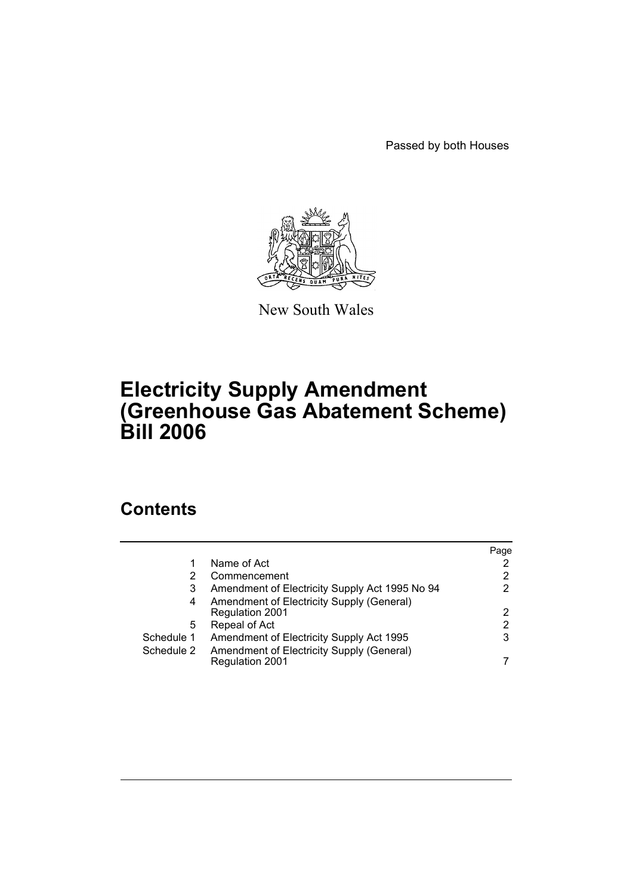Passed by both Houses

New South Wales

# Electricity Supply Amendment (Greenhouse Gas Abatement Scheme) Bill 2006

## Contents

| | | Page |
|---|---|---|
| 1 | Name of Act | 2 |
| 2 | Commencement | 2 |
| 3 | Amendment of Electricity Supply Act 1995 No 94 | 2 |
| 4 | Amendment of Electricity Supply (General) Regulation 2001 | 2 |
| 5 | Repeal of Act | 2 |
| Schedule 1 | Amendment of Electricity Supply Act 1995 | 3 |
| Schedule 2 | Amendment of Electricity Supply (General) Regulation 2001 | 7 |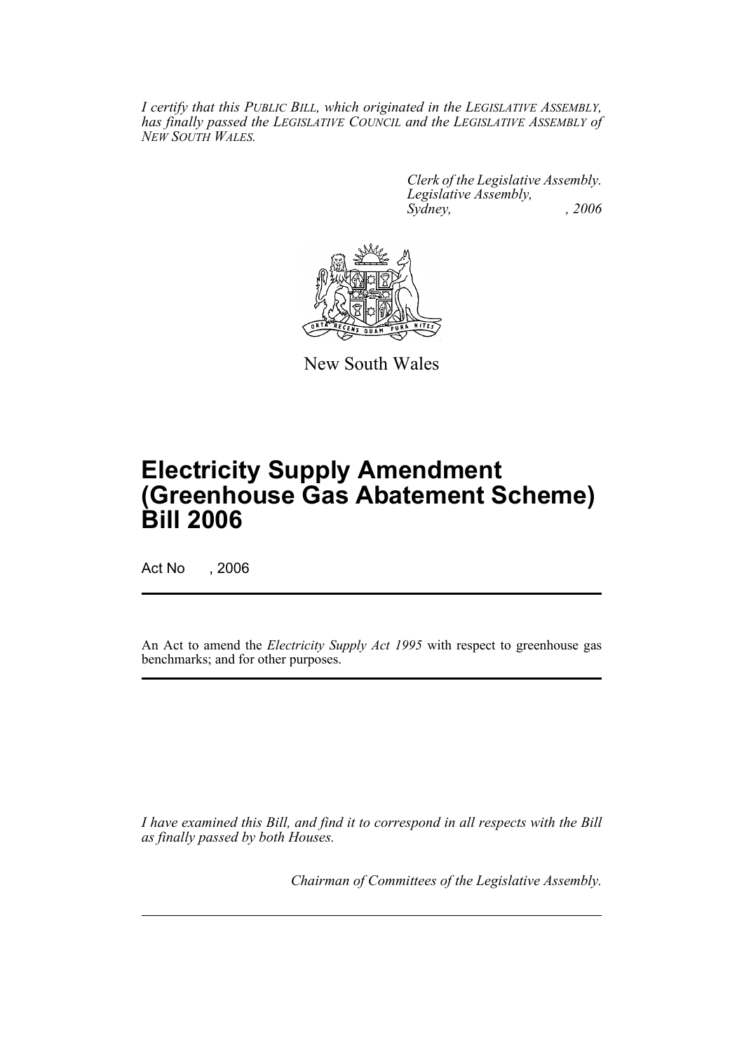*I certify that this PUBLIC BILL, which originated in the LEGISLATIVE ASSEMBLY, has finally passed the LEGISLATIVE COUNCIL and the LEGISLATIVE ASSEMBLY of NEW SOUTH WALES.*

*Clerk of the Legislative Assembly.*
*Legislative Assembly,*
*Sydney, , 2006*

New South Wales

# Electricity Supply Amendment (Greenhouse Gas Abatement Scheme) Bill 2006

Act No , 2006

An Act to amend the *Electricity Supply Act 1995* with respect to greenhouse gas benchmarks; and for other purposes.

*I have examined this Bill, and find it to correspond in all respects with the Bill as finally passed by both Houses.*

*Chairman of Committees of the Legislative Assembly.*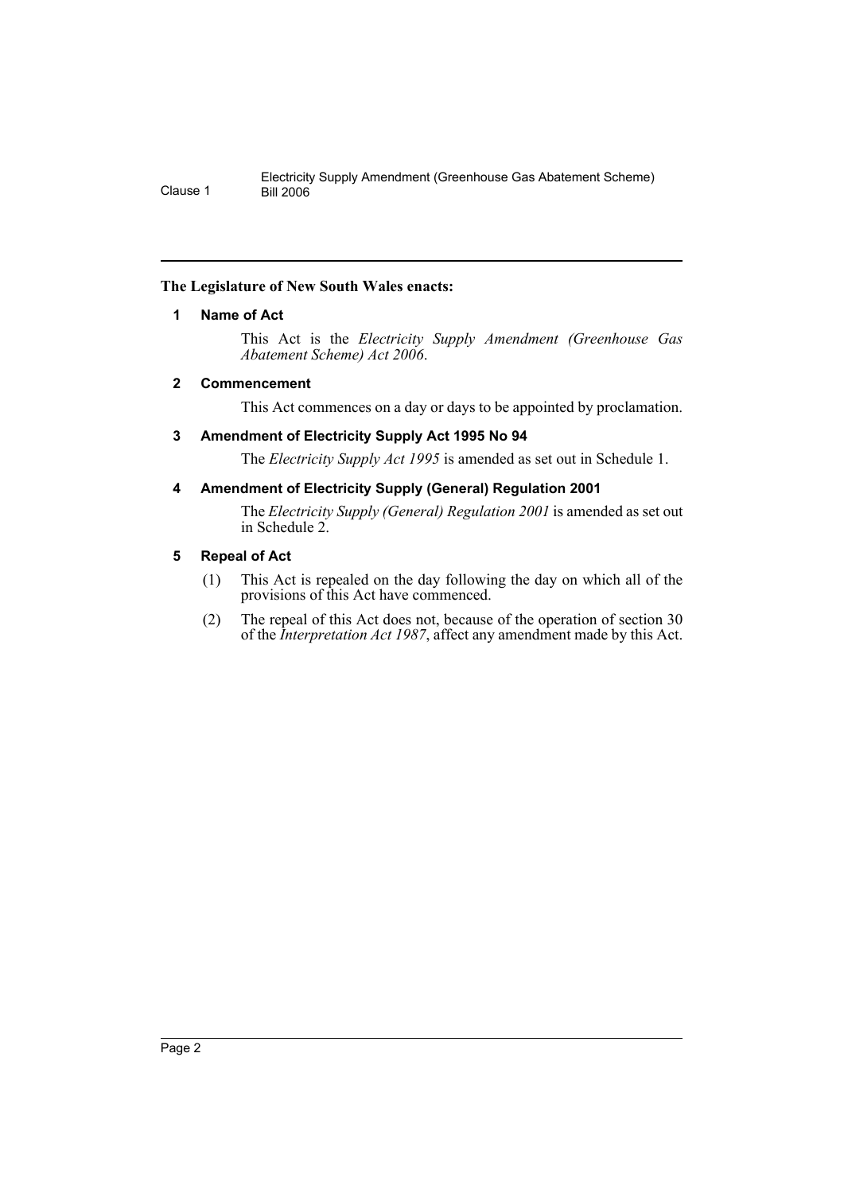**The Legislature of New South Wales enacts:**

### 1 Name of Act

This Act is the *Electricity Supply Amendment (Greenhouse Gas Abatement Scheme) Act 2006*.

### 2 Commencement

This Act commences on a day or days to be appointed by proclamation.

### 3 Amendment of Electricity Supply Act 1995 No 94

The *Electricity Supply Act 1995* is amended as set out in Schedule 1.

### 4 Amendment of Electricity Supply (General) Regulation 2001

The *Electricity Supply (General) Regulation 2001* is amended as set out in Schedule 2.

### 5 Repeal of Act

(1) This Act is repealed on the day following the day on which all of the provisions of this Act have commenced.

(2) The repeal of this Act does not, because of the operation of section 30 of the *Interpretation Act 1987*, affect any amendment made by this Act.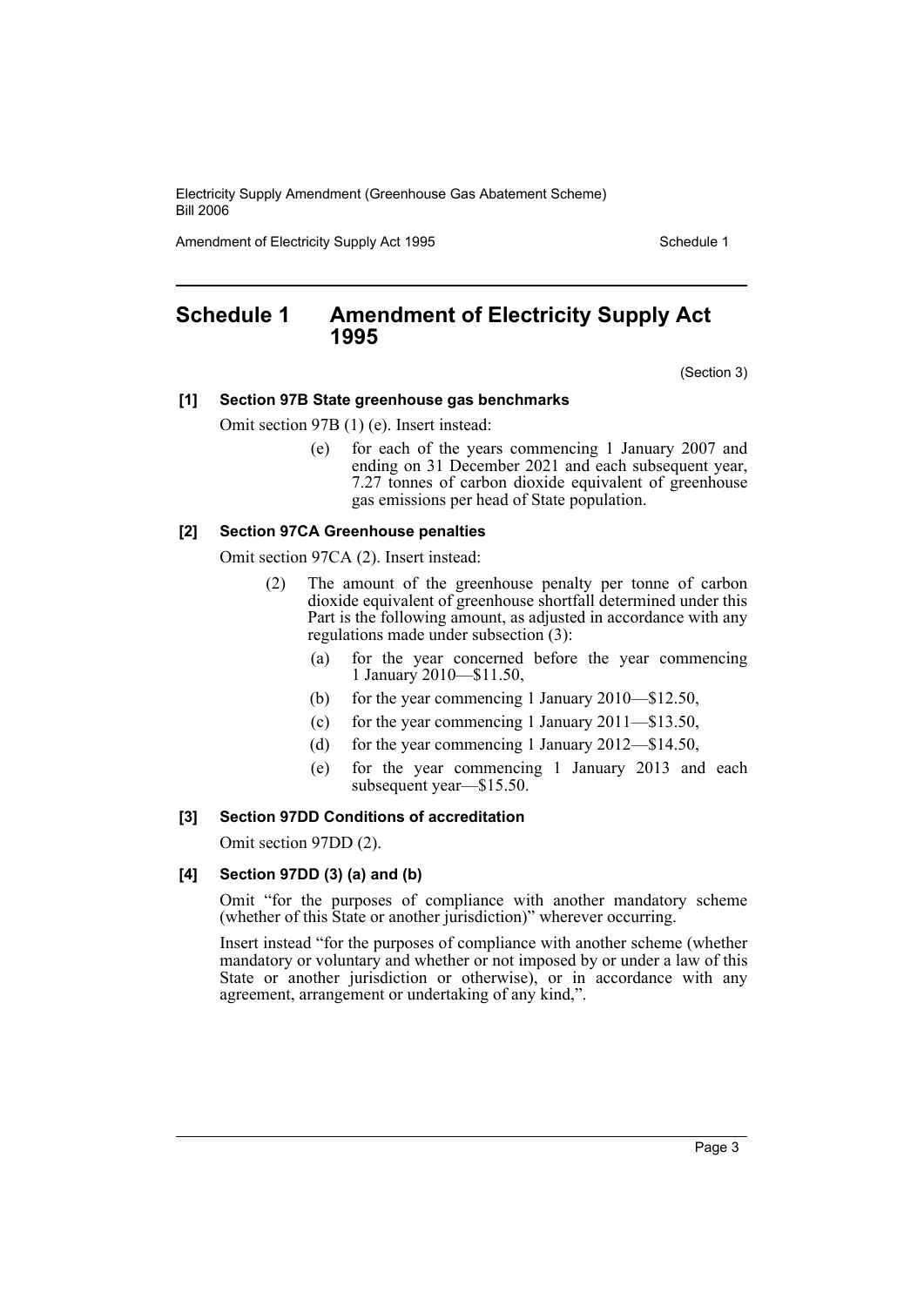## Schedule 1 Amendment of Electricity Supply Act 1995

(Section 3)

### [1] Section 97B State greenhouse gas benchmarks

Omit section 97B (1) (e). Insert instead:

> (e) for each of the years commencing 1 January 2007 and ending on 31 December 2021 and each subsequent year, 7.27 tonnes of carbon dioxide equivalent of greenhouse gas emissions per head of State population.

### [2] Section 97CA Greenhouse penalties

Omit section 97CA (2). Insert instead:

> (2) The amount of the greenhouse penalty per tonne of carbon dioxide equivalent of greenhouse shortfall determined under this Part is the following amount, as adjusted in accordance with any regulations made under subsection (3):
>
> (a) for the year concerned before the year commencing 1 January 2010—$11.50,
>
> (b) for the year commencing 1 January 2010—$12.50,
>
> (c) for the year commencing 1 January 2011—$13.50,
>
> (d) for the year commencing 1 January 2012—$14.50,
>
> (e) for the year commencing 1 January 2013 and each subsequent year—$15.50.

### [3] Section 97DD Conditions of accreditation

Omit section 97DD (2).

### [4] Section 97DD (3) (a) and (b)

Omit "for the purposes of compliance with another mandatory scheme (whether of this State or another jurisdiction)" wherever occurring.

Insert instead "for the purposes of compliance with another scheme (whether mandatory or voluntary and whether or not imposed by or under a law of this State or another jurisdiction or otherwise), or in accordance with any agreement, arrangement or undertaking of any kind,".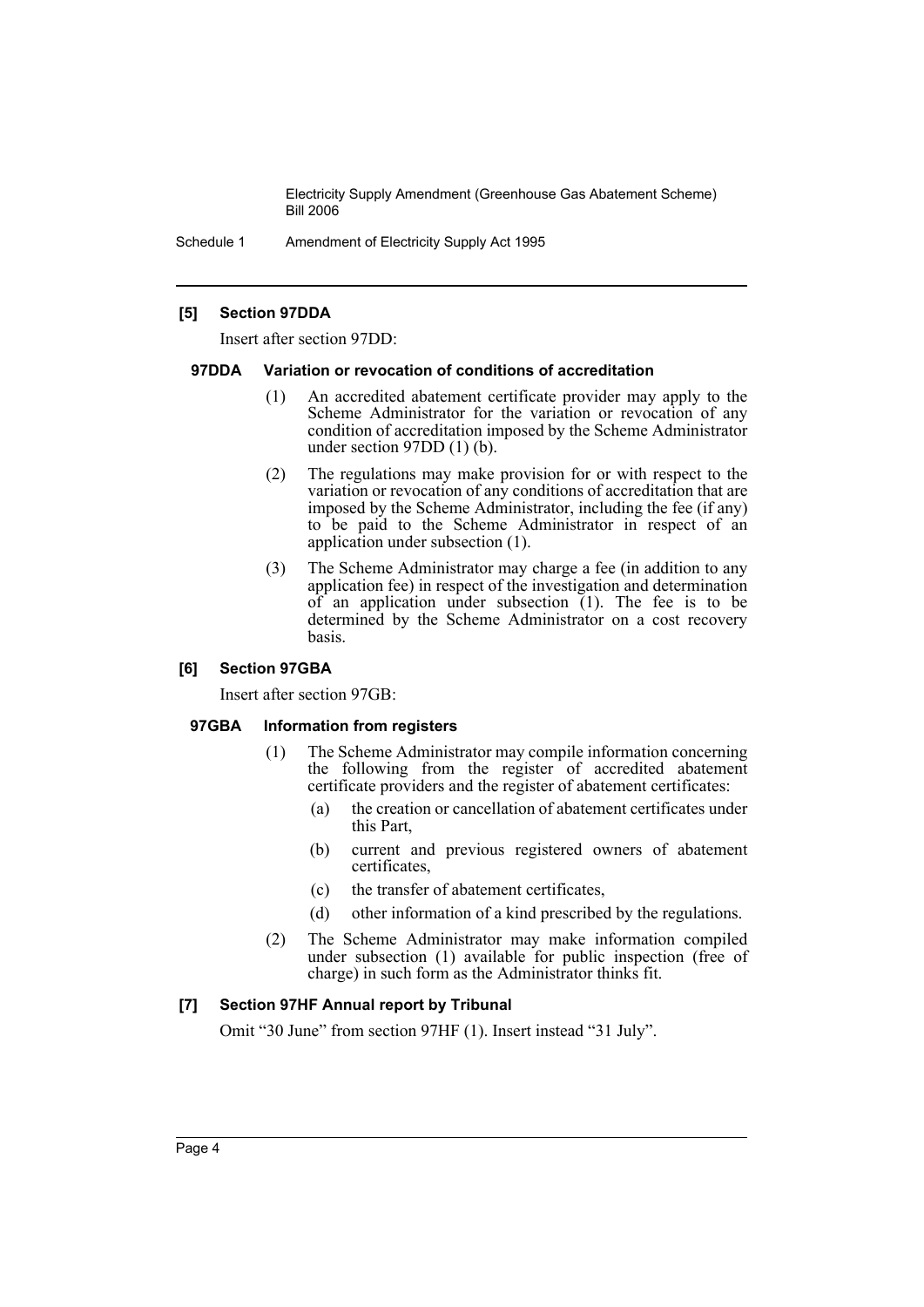### [5] Section 97DDA

Insert after section 97DD:

#### 97DDA Variation or revocation of conditions of accreditation

(1) An accredited abatement certificate provider may apply to the Scheme Administrator for the variation or revocation of any condition of accreditation imposed by the Scheme Administrator under section 97DD (1) (b).

(2) The regulations may make provision for or with respect to the variation or revocation of any conditions of accreditation that are imposed by the Scheme Administrator, including the fee (if any) to be paid to the Scheme Administrator in respect of an application under subsection (1).

(3) The Scheme Administrator may charge a fee (in addition to any application fee) in respect of the investigation and determination of an application under subsection (1). The fee is to be determined by the Scheme Administrator on a cost recovery basis.

### [6] Section 97GBA

Insert after section 97GB:

#### 97GBA Information from registers

(1) The Scheme Administrator may compile information concerning the following from the register of accredited abatement certificate providers and the register of abatement certificates:

- (a) the creation or cancellation of abatement certificates under this Part,
- (b) current and previous registered owners of abatement certificates,
- (c) the transfer of abatement certificates,
- (d) other information of a kind prescribed by the regulations.

(2) The Scheme Administrator may make information compiled under subsection (1) available for public inspection (free of charge) in such form as the Administrator thinks fit.

### [7] Section 97HF Annual report by Tribunal

Omit "30 June" from section 97HF (1). Insert instead "31 July".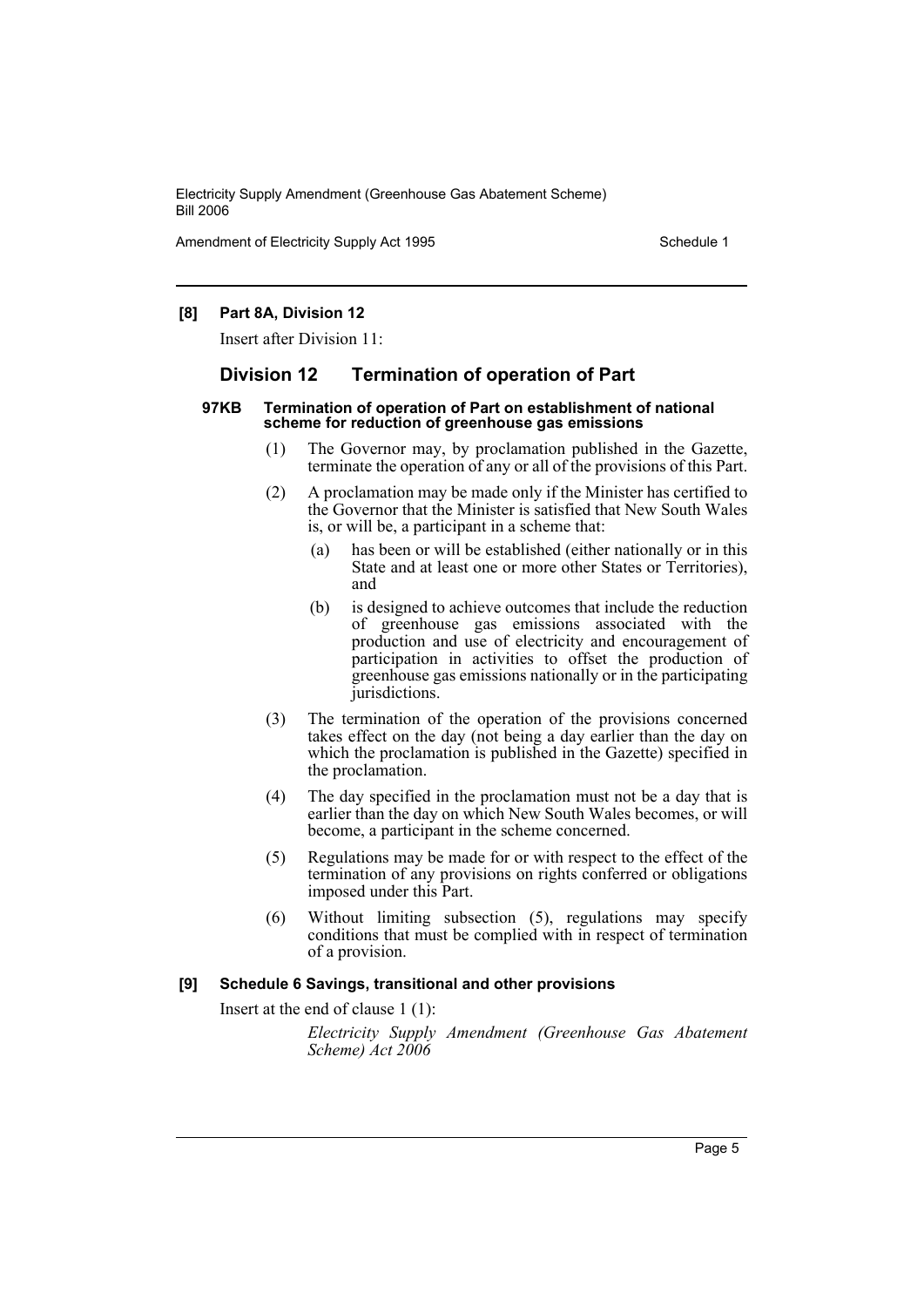**[8] Part 8A, Division 12**

Insert after Division 11:

## Division 12 Termination of operation of Part

#### 97KB Termination of operation of Part on establishment of national scheme for reduction of greenhouse gas emissions

(1) The Governor may, by proclamation published in the Gazette, terminate the operation of any or all of the provisions of this Part.

(2) A proclamation may be made only if the Minister has certified to the Governor that the Minister is satisfied that New South Wales is, or will be, a participant in a scheme that:

- (a) has been or will be established (either nationally or in this State and at least one or more other States or Territories), and
- (b) is designed to achieve outcomes that include the reduction of greenhouse gas emissions associated with the production and use of electricity and encouragement of participation in activities to offset the production of greenhouse gas emissions nationally or in the participating jurisdictions.

(3) The termination of the operation of the provisions concerned takes effect on the day (not being a day earlier than the day on which the proclamation is published in the Gazette) specified in the proclamation.

(4) The day specified in the proclamation must not be a day that is earlier than the day on which New South Wales becomes, or will become, a participant in the scheme concerned.

(5) Regulations may be made for or with respect to the effect of the termination of any provisions on rights conferred or obligations imposed under this Part.

(6) Without limiting subsection (5), regulations may specify conditions that must be complied with in respect of termination of a provision.

**[9] Schedule 6 Savings, transitional and other provisions**

Insert at the end of clause 1 (1):

*Electricity Supply Amendment (Greenhouse Gas Abatement Scheme) Act 2006*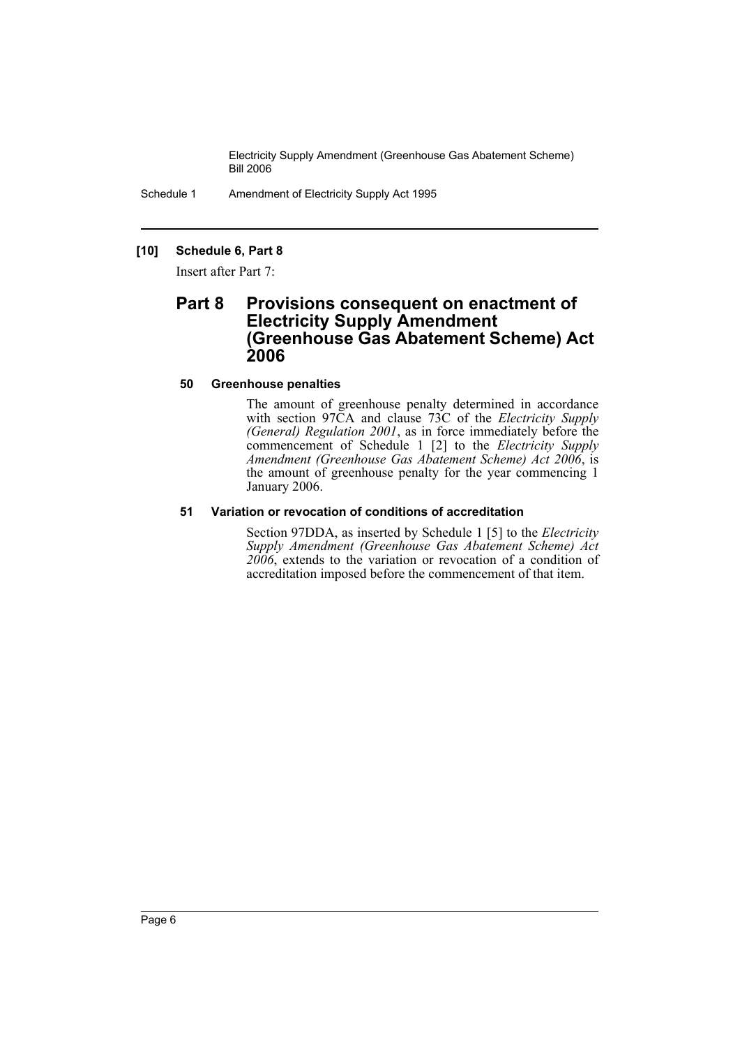**[10] Schedule 6, Part 8**

Insert after Part 7:

## Part 8 Provisions consequent on enactment of Electricity Supply Amendment (Greenhouse Gas Abatement Scheme) Act 2006

### 50 Greenhouse penalties

The amount of greenhouse penalty determined in accordance with section 97CA and clause 73C of the *Electricity Supply (General) Regulation 2001*, as in force immediately before the commencement of Schedule 1 [2] to the *Electricity Supply Amendment (Greenhouse Gas Abatement Scheme) Act 2006*, is the amount of greenhouse penalty for the year commencing 1 January 2006.

### 51 Variation or revocation of conditions of accreditation

Section 97DDA, as inserted by Schedule 1 [5] to the *Electricity Supply Amendment (Greenhouse Gas Abatement Scheme) Act 2006*, extends to the variation or revocation of a condition of accreditation imposed before the commencement of that item.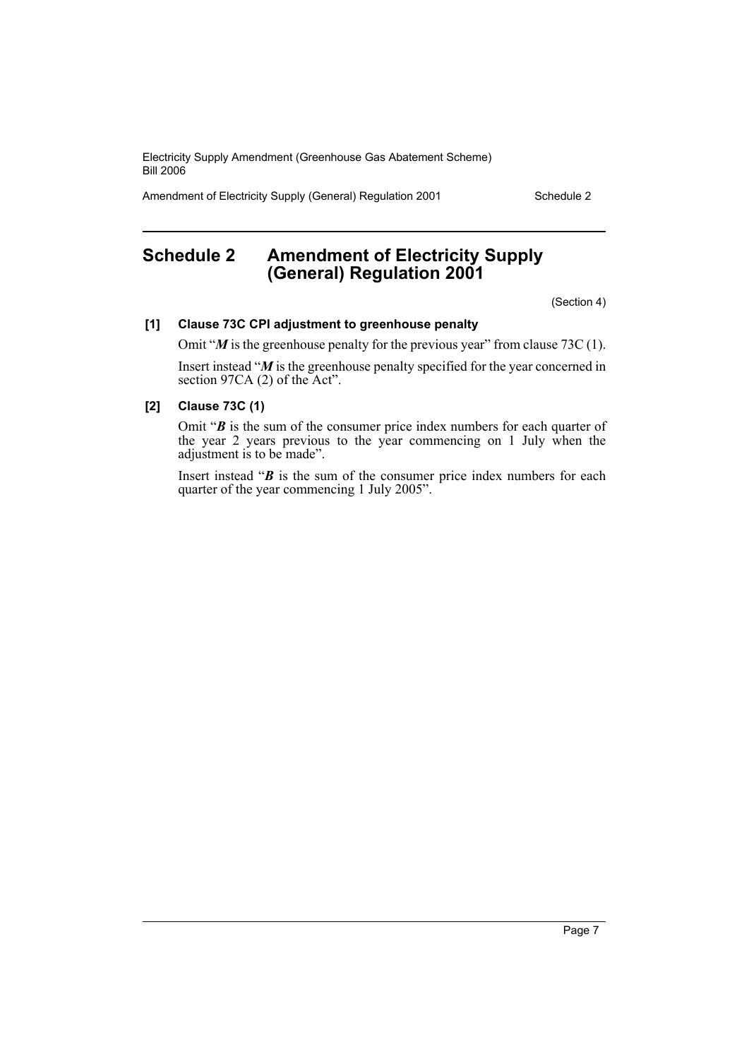# Schedule 2 Amendment of Electricity Supply (General) Regulation 2001

(Section 4)

**[1] Clause 73C CPI adjustment to greenhouse penalty**

Omit "***M*** is the greenhouse penalty for the previous year" from clause 73C (1).

Insert instead "***M*** is the greenhouse penalty specified for the year concerned in section 97CA (2) of the Act".

**[2] Clause 73C (1)**

Omit "***B*** is the sum of the consumer price index numbers for each quarter of the year 2 years previous to the year commencing on 1 July when the adjustment is to be made".

Insert instead "***B*** is the sum of the consumer price index numbers for each quarter of the year commencing 1 July 2005".